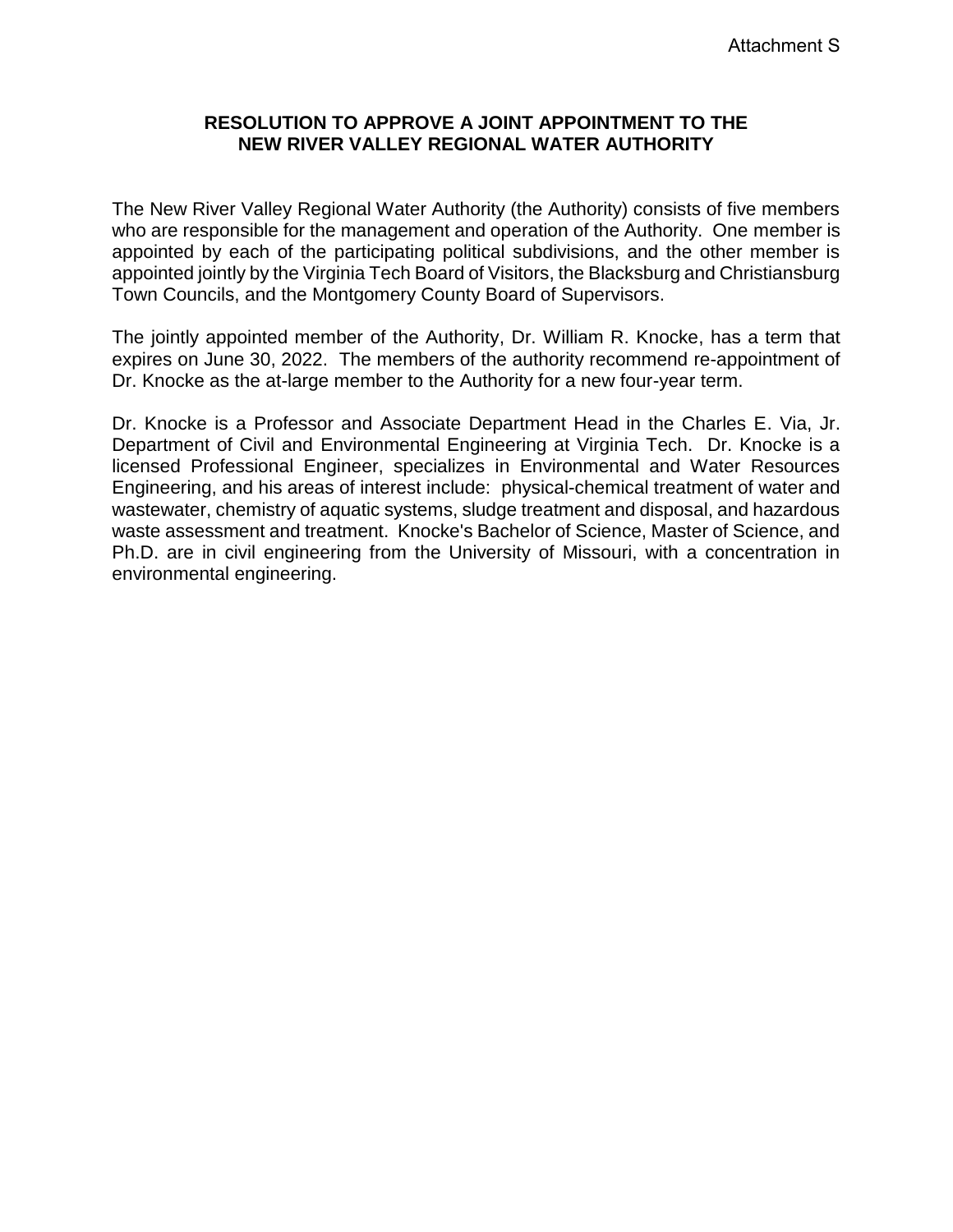Attachment S

# RESOLUTION TO APPROVE A JOINT APPOINTMENT TO THE NEW RIVER VALLEY REGIONAL WATER AUTHORITY

The New River Valley Regional Water Authority (the Authority) consists of five members who are responsible for the management and operation of the Authority. One member is appointed by each of the participating political subdivisions, and the other member is appointed jointly by the Virginia Tech Board of Visitors, the Blacksburg and Christiansburg Town Councils, and the Montgomery County Board of Supervisors.

The jointly appointed member of the Authority, Dr. William R. Knocke, has a term that expires on June 30, 2022. The members of the authority recommend re-appointment of Dr. Knocke as the at-large member to the Authority for a new four-year term.

Dr. Knocke is a Professor and Associate Department Head in the Charles E. Via, Jr. Department of Civil and Environmental Engineering at Virginia Tech. Dr. Knocke is a licensed Professional Engineer, specializes in Environmental and Water Resources Engineering, and his areas of interest include: physical-chemical treatment of water and wastewater, chemistry of aquatic systems, sludge treatment and disposal, and hazardous waste assessment and treatment. Knocke's Bachelor of Science, Master of Science, and Ph.D. are in civil engineering from the University of Missouri, with a concentration in environmental engineering.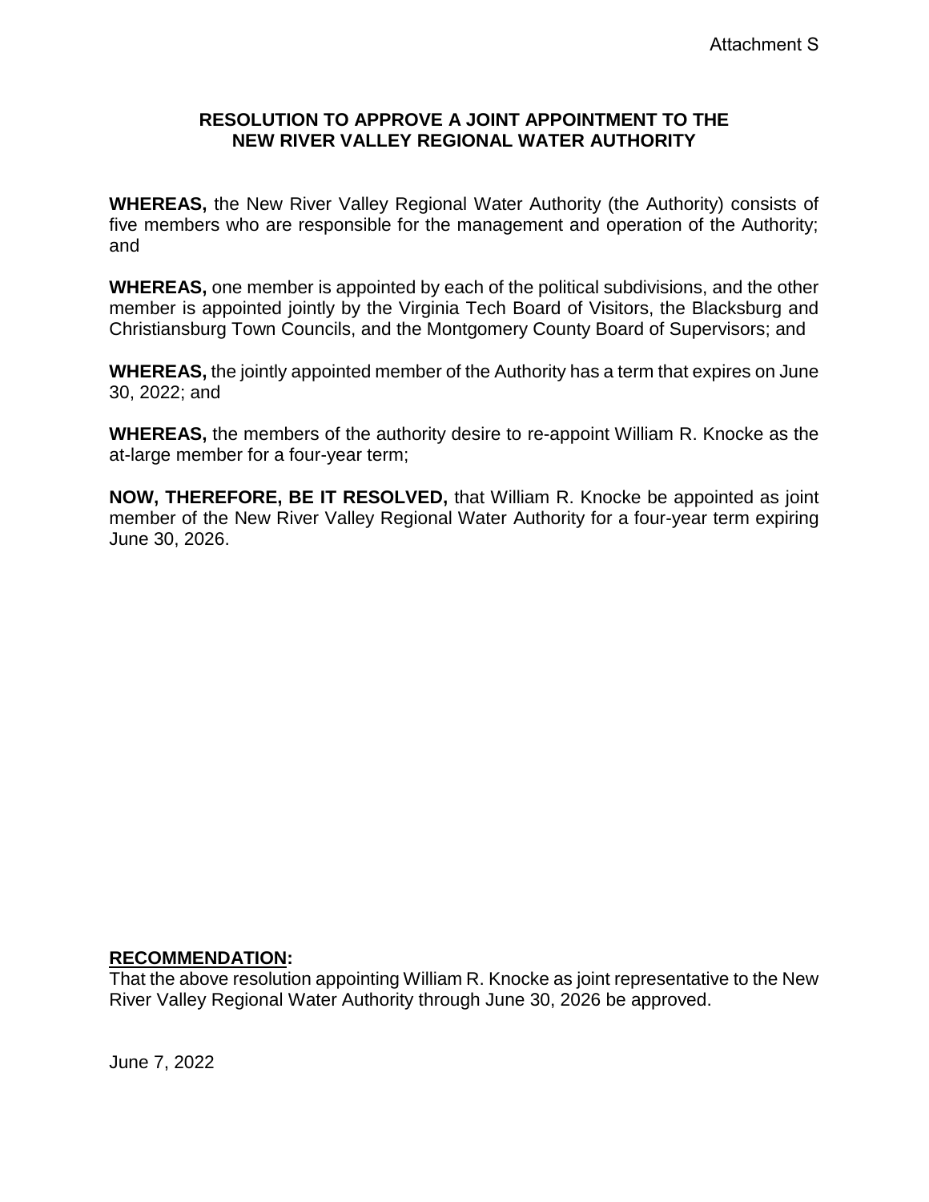Attachment S

## RESOLUTION TO APPROVE A JOINT APPOINTMENT TO THE NEW RIVER VALLEY REGIONAL WATER AUTHORITY

**WHEREAS,** the New River Valley Regional Water Authority (the Authority) consists of five members who are responsible for the management and operation of the Authority; and

**WHEREAS,** one member is appointed by each of the political subdivisions, and the other member is appointed jointly by the Virginia Tech Board of Visitors, the Blacksburg and Christiansburg Town Councils, and the Montgomery County Board of Supervisors; and

**WHEREAS,** the jointly appointed member of the Authority has a term that expires on June 30, 2022; and

**WHEREAS,** the members of the authority desire to re-appoint William R. Knocke as the at-large member for a four-year term;

**NOW, THEREFORE, BE IT RESOLVED,** that William R. Knocke be appointed as joint member of the New River Valley Regional Water Authority for a four-year term expiring June 30, 2026.

**RECOMMENDATION:**

That the above resolution appointing William R. Knocke as joint representative to the New River Valley Regional Water Authority through June 30, 2026 be approved.

June 7, 2022